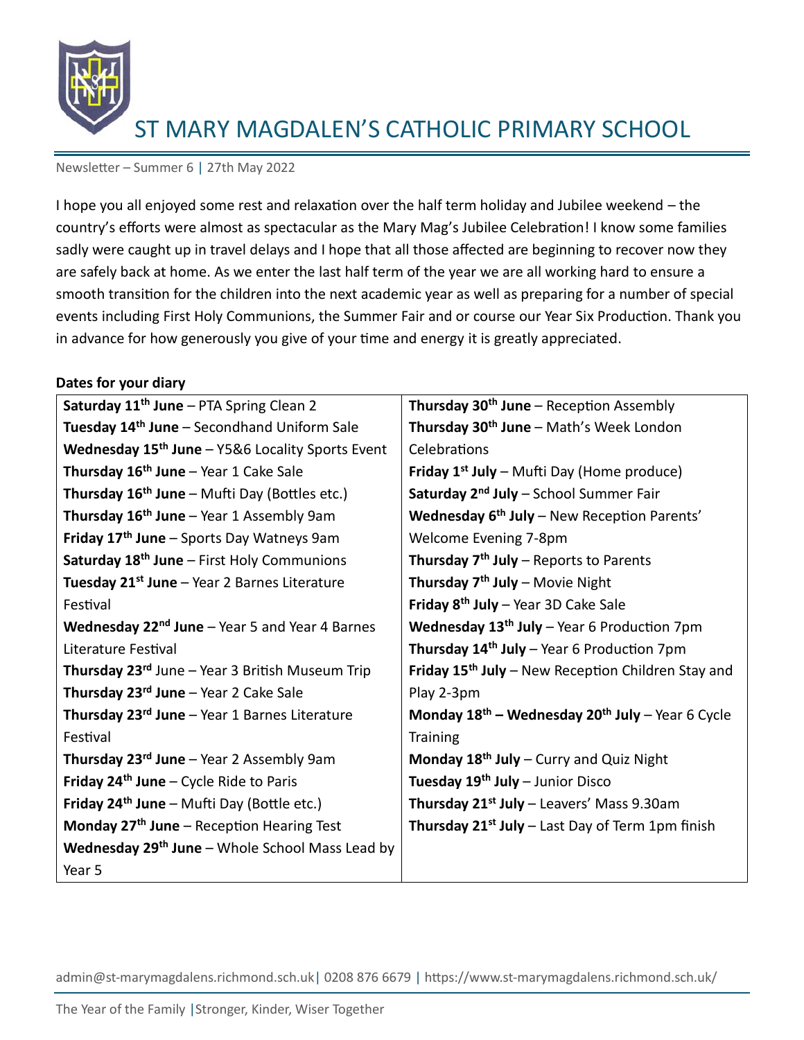# ST MARY MAGDALEN'S CATHOLIC PRIMARY SCHOOL

Newsletter – Summer 6 | 27th May 2022

I hope you all enjoyed some rest and relaxation over the half term holiday and Jubilee weekend – the country's efforts were almost as spectacular as the Mary Mag's Jubilee Celebration! I know some families sadly were caught up in travel delays and I hope that all those affected are beginning to recover now they are safely back at home. As we enter the last half term of the year we are all working hard to ensure a smooth transition for the children into the next academic year as well as preparing for a number of special events including First Holy Communions, the Summer Fair and or course our Year Six Production. Thank you in advance for how generously you give of your time and energy it is greatly appreciated.

**Dates for your diary**

| | |
|---|---|
| **Saturday 11th June** – PTA Spring Clean 2 | **Thursday 30th June** – Reception Assembly |
| **Tuesday 14th June** – Secondhand Uniform Sale | **Thursday 30th June** – Math's Week London Celebrations |
| **Wednesday 15th June** – Y5&6 Locality Sports Event | **Friday 1st July** – Mufti Day (Home produce) |
| **Thursday 16th June** – Year 1 Cake Sale | **Saturday 2nd July** – School Summer Fair |
| **Thursday 16th June** – Mufti Day (Bottles etc.) | **Wednesday 6th July** – New Reception Parents' Welcome Evening 7-8pm |
| **Thursday 16th June** – Year 1 Assembly 9am | **Thursday 7th July** – Reports to Parents |
| **Friday 17th June** – Sports Day Watneys 9am | **Thursday 7th July** – Movie Night |
| **Saturday 18th June** – First Holy Communions | **Friday 8th July** – Year 3D Cake Sale |
| **Tuesday 21st June** – Year 2 Barnes Literature Festival | **Wednesday 13th July** – Year 6 Production 7pm |
| **Wednesday 22nd June** – Year 5 and Year 4 Barnes Literature Festival | **Thursday 14th July** – Year 6 Production 7pm |
| **Thursday 23rd** June – Year 3 British Museum Trip | **Friday 15th July** – New Reception Children Stay and Play 2-3pm |
| **Thursday 23rd June** – Year 2 Cake Sale | **Monday 18th – Wednesday 20th July** – Year 6 Cycle Training |
| **Thursday 23rd June** – Year 1 Barnes Literature Festival | **Monday 18th July** – Curry and Quiz Night |
| **Thursday 23rd June** – Year 2 Assembly 9am | **Tuesday 19th July** – Junior Disco |
| **Friday 24th June** – Cycle Ride to Paris | **Thursday 21st July** – Leavers' Mass 9.30am |
| **Friday 24th June** – Mufti Day (Bottle etc.) | **Thursday 21st July** – Last Day of Term 1pm finish |
| **Monday 27th June** – Reception Hearing Test | |
| **Wednesday 29th June** – Whole School Mass Lead by Year 5 | |

admin@st-marymagdalens.richmond.sch.uk | 0208 876 6679 | https://www.st-marymagdalens.richmond.sch.uk/

The Year of the Family | Stronger, Kinder, Wiser Together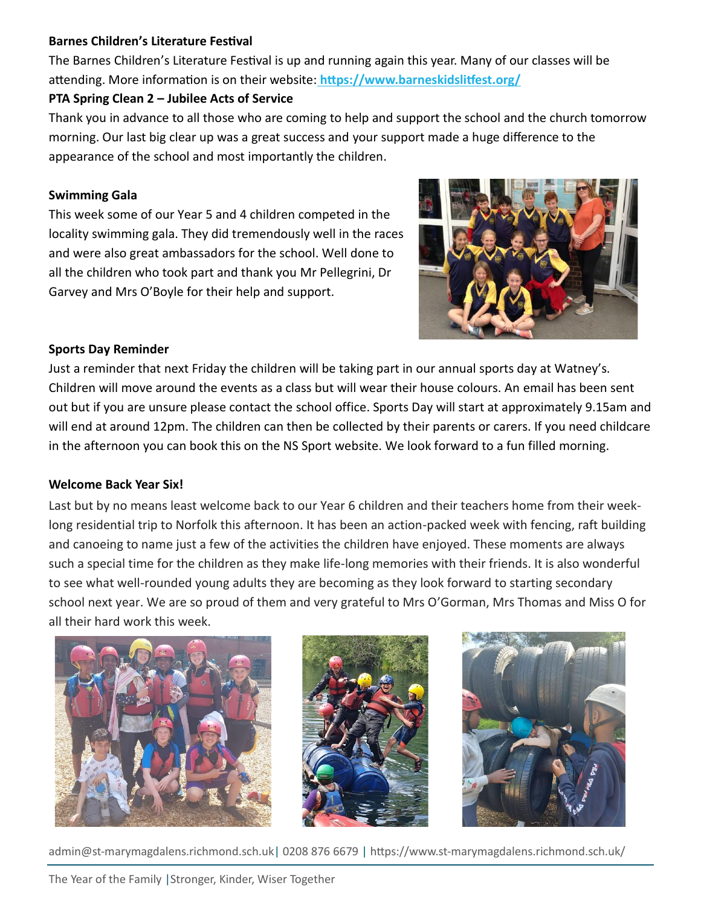**Barnes Children's Literature Festival**

The Barnes Children's Literature Festival is up and running again this year. Many of our classes will be attending. More information is on their website: [https://www.barneskidslitfest.org/](https://www.barneskidslitfest.org/)

**PTA Spring Clean 2 – Jubilee Acts of Service**

Thank you in advance to all those who are coming to help and support the school and the church tomorrow morning. Our last big clear up was a great success and your support made a huge difference to the appearance of the school and most importantly the children.

**Swimming Gala**

This week some of our Year 5 and 4 children competed in the locality swimming gala. They did tremendously well in the races and were also great ambassadors for the school. Well done to all the children who took part and thank you Mr Pellegrini, Dr Garvey and Mrs O'Boyle for their help and support.

**Sports Day Reminder**

Just a reminder that next Friday the children will be taking part in our annual sports day at Watney's. Children will move around the events as a class but will wear their house colours. An email has been sent out but if you are unsure please contact the school office. Sports Day will start at approximately 9.15am and will end at around 12pm. The children can then be collected by their parents or carers. If you need childcare in the afternoon you can book this on the NS Sport website. We look forward to a fun filled morning.

**Welcome Back Year Six!**

Last but by no means least welcome back to our Year 6 children and their teachers home from their week-long residential trip to Norfolk this afternoon. It has been an action-packed week with fencing, raft building and canoeing to name just a few of the activities the children have enjoyed. These moments are always such a special time for the children as they make life-long memories with their friends. It is also wonderful to see what well-rounded young adults they are becoming as they look forward to starting secondary school next year. We are so proud of them and very grateful to Mrs O'Gorman, Mrs Thomas and Miss O for all their hard work this week.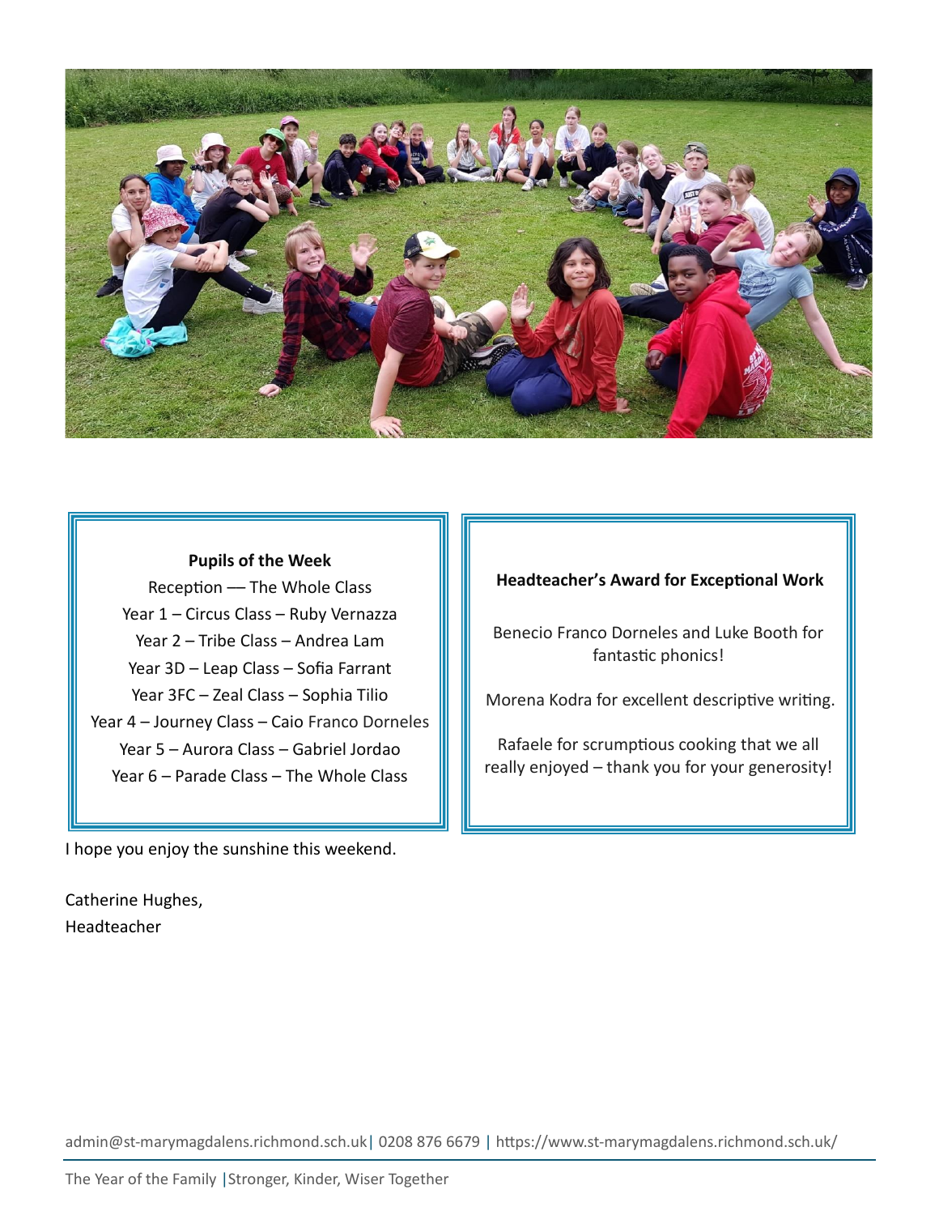**Pupils of the Week**

Reception — The Whole Class

Year 1 – Circus Class – Ruby Vernazza

Year 2 – Tribe Class – Andrea Lam

Year 3D – Leap Class – Sofia Farrant

Year 3FC – Zeal Class – Sophia Tilio

Year 4 – Journey Class – Caio Franco Dorneles

Year 5 – Aurora Class – Gabriel Jordao

Year 6 – Parade Class – The Whole Class

**Headteacher's Award for Exceptional Work**

Benecio Franco Dorneles and Luke Booth for fantastic phonics!

Morena Kodra for excellent descriptive writing.

Rafaele for scrumptious cooking that we all really enjoyed – thank you for your generosity!

I hope you enjoy the sunshine this weekend.

Catherine Hughes,
Headteacher